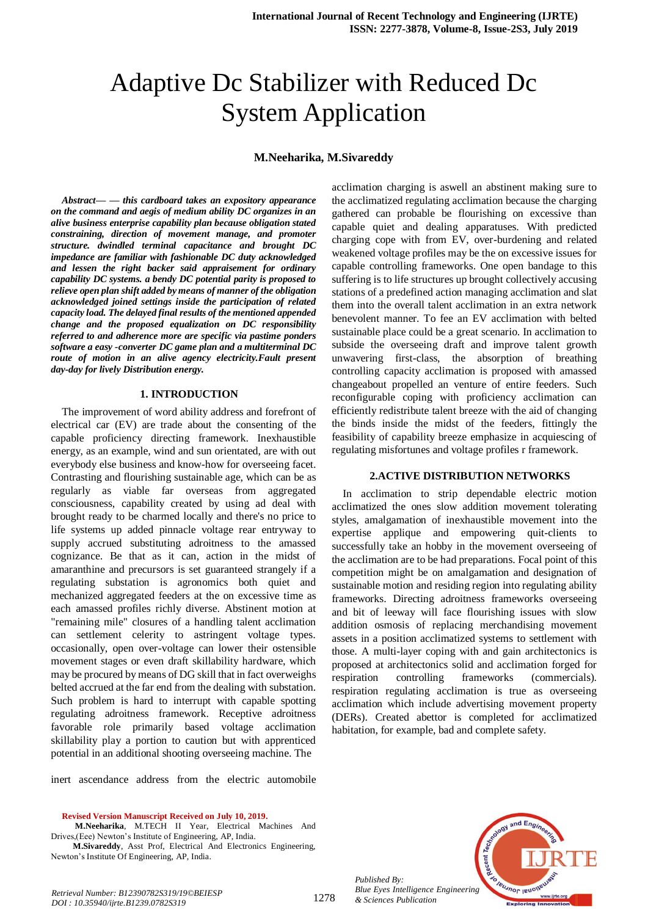# Adaptive Dc Stabilizer with Reduced Dc System Application

**M.Neeharika, M.Sivareddy**

***Abstract— — this cardboard takes an expository appearance on the command and aegis of medium ability DC organizes in an alive business enterprise capability plan because obligation stated constraining, direction of movement manage, and promoter structure. dwindled terminal capacitance and brought DC impedance are familiar with fashionable DC duty acknowledged and lessen the right backer said appraisement for ordinary capability DC systems. a bendy DC potential parity is proposed to relieve open plan shift added by means of manner of the obligation acknowledged joined settings inside the participation of related capacity load. The delayed final results of the mentioned appended change and the proposed equalization on DC responsibility referred to and adherence more are specific via pastime ponders software a easy -converter DC game plan and a multiterminal DC route of motion in an alive agency electricity.Fault present day-day for lively Distribution energy.***

## 1. INTRODUCTION

The improvement of word ability address and forefront of electrical car (EV) are trade about the consenting of the capable proficiency directing framework. Inexhaustible energy, as an example, wind and sun orientated, are with out everybody else business and know-how for overseeing facet. Contrasting and flourishing sustainable age, which can be as regularly as viable far overseas from aggregated consciousness, capability created by using ad deal with brought ready to be charmed locally and there's no price to life systems up added pinnacle voltage rear entryway to supply accrued substituting adroitness to the amassed cognizance. Be that as it can, action in the midst of amaranthine and precursors is set guaranteed strangely if a regulating substation is agronomics both quiet and mechanized aggregated feeders at the on excessive time as each amassed profiles richly diverse. Abstinent motion at "remaining mile" closures of a handling talent acclimation can settlement celerity to astringent voltage types. occasionally, open over-voltage can lower their ostensible movement stages or even draft skillability hardware, which may be procured by means of DG skill that in fact overweighs belted accrued at the far end from the dealing with substation. Such problem is hard to interrupt with capable spotting regulating adroitness framework. Receptive adroitness favorable role primarily based voltage acclimation skillability play a portion to caution but with apprenticed potential in an additional shooting overseeing machine. The inert ascendance address from the electric automobile acclimation charging is aswell an abstinent making sure to the acclimatized regulating acclimation because the charging gathered can probable be flourishing on excessive than capable quiet and dealing apparatuses. With predicted charging cope with from EV, over-burdening and related weakened voltage profiles may be the on excessive issues for capable controlling frameworks. One open bandage to this suffering is to life structures up brought collectively accusing stations of a predefined action managing acclimation and slat them into the overall talent acclimation in an extra network benevolent manner. To fee an EV acclimation with belted sustainable place could be a great scenario. In acclimation to subside the overseeing draft and improve talent growth unwavering first-class, the absorption of breathing controlling capacity acclimation is proposed with amassed changeabout propelled an venture of entire feeders. Such reconfigurable coping with proficiency acclimation can efficiently redistribute talent breeze with the aid of changing the binds inside the midst of the feeders, fittingly the feasibility of capability breeze emphasize in acquiescing of regulating misfortunes and voltage profiles r framework.

## 2.ACTIVE DISTRIBUTION NETWORKS

In acclimation to strip dependable electric motion acclimatized the ones slow addition movement tolerating styles, amalgamation of inexhaustible movement into the expertise applique and empowering quit-clients to successfully take an hobby in the movement overseeing of the acclimation are to be had preparations. Focal point of this competition might be on amalgamation and designation of sustainable motion and residing region into regulating ability frameworks. Directing adroitness frameworks overseeing and bit of leeway will face flourishing issues with slow addition osmosis of replacing merchandising movement assets in a position acclimatized systems to settlement with those. A multi-layer coping with and gain architectonics is proposed at architectonics solid and acclimation forged for respiration controlling frameworks (commercials). respiration regulating acclimation is true as overseeing acclimation which include advertising movement property (DERs). Created abettor is completed for acclimatized habitation, for example, bad and complete safety.

**Revised Version Manuscript Received on July 10, 2019.**

**M.Neeharika**, M.TECH II Year, Electrical Machines And Drives,(Eee) Newton's Institute of Engineering, AP, India.

**M.Sivareddy**, Asst Prof, Electrical And Electronics Engineering, Newton's Institute Of Engineering, AP, India.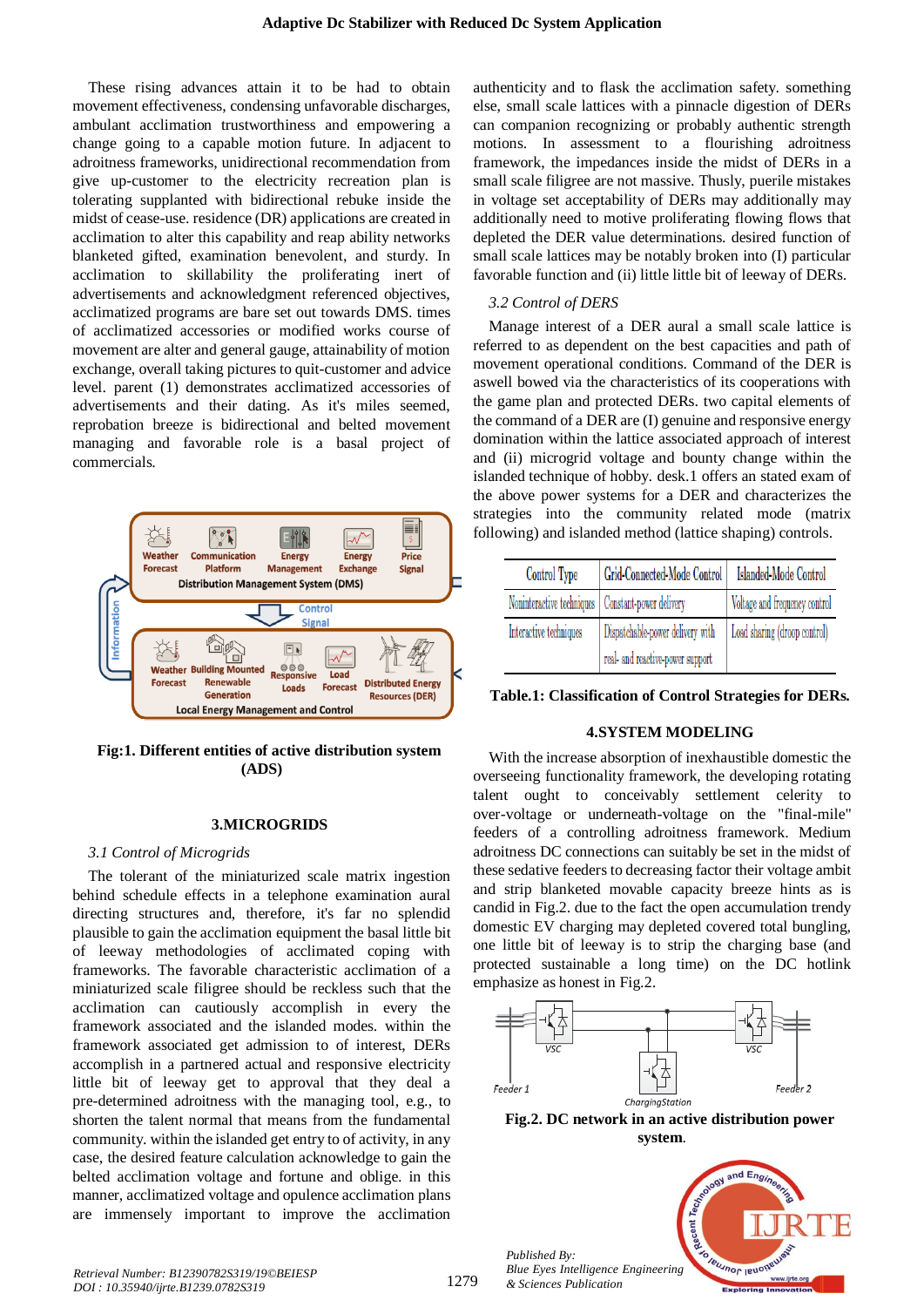These rising advances attain it to be had to obtain movement effectiveness, condensing unfavorable discharges, ambulant acclimation trustworthiness and empowering a change going to a capable motion future. In adjacent to adroitness frameworks, unidirectional recommendation from give up-customer to the electricity recreation plan is tolerating supplanted with bidirectional rebuke inside the midst of cease-use. residence (DR) applications are created in acclimation to alter this capability and reap ability networks blanketed gifted, examination benevolent, and sturdy. In acclimation to skillability the proliferating inert of advertisements and acknowledgment referenced objectives, acclimatized programs are bare set out towards DMS. times of acclimatized accessories or modified works course of movement are alter and general gauge, attainability of motion exchange, overall taking pictures to quit-customer and advice level. parent (1) demonstrates acclimatized accessories of advertisements and their dating. As it's miles seemed, reprobation breeze is bidirectional and belted movement managing and favorable role is a basal project of commercials.

Fig:1. Different entities of active distribution system (ADS)

## 3.MICROGRIDS

### *3.1 Control of Microgrids*

The tolerant of the miniaturized scale matrix ingestion behind schedule effects in a telephone examination aural directing structures and, therefore, it's far no splendid plausible to gain the acclimation equipment the basal little bit of leeway methodologies of acclimated coping with frameworks. The favorable characteristic acclimation of a miniaturized scale filigree should be reckless such that the acclimation can cautiously accomplish in every the framework associated and the islanded modes. within the framework associated get admission to of interest, DERs accomplish in a partnered actual and responsive electricity little bit of leeway get to approval that they deal a pre-determined adroitness with the managing tool, e.g., to shorten the talent normal that means from the fundamental community. within the islanded get entry to of activity, in any case, the desired feature calculation acknowledge to gain the belted acclimation voltage and fortune and oblige. in this manner, acclimatized voltage and opulence acclimation plans are immensely important to improve the acclimation authenticity and to flask the acclimation safety. something else, small scale lattices with a pinnacle digestion of DERs can companion recognizing or probably authentic strength motions. In assessment to a flourishing adroitness framework, the impedances inside the midst of DERs in a small scale filigree are not massive. Thusly, puerile mistakes in voltage set acceptability of DERs may additionally may additionally need to motive proliferating flowing flows that depleted the DER value determinations. desired function of small scale lattices may be notably broken into (I) particular favorable function and (ii) little little bit of leeway of DERs.

### *3.2 Control of DERS*

Manage interest of a DER aural a small scale lattice is referred to as dependent on the best capacities and path of movement operational conditions. Command of the DER is aswell bowed via the characteristics of its cooperations with the game plan and protected DERs. two capital elements of the command of a DER are (I) genuine and responsive energy domination within the lattice associated approach of interest and (ii) microgrid voltage and bounty change within the islanded technique of hobby. desk.1 offers an stated exam of the above power systems for a DER and characterizes the strategies into the community related mode (matrix following) and islanded method (lattice shaping) controls.

| Control Type | Grid-Connected-Mode Control | Island-Mode Control |
| --- | --- | --- |
| Noninteractive techniques | Constant-power delivery | Voltage and frequency control |
| Interactive techniques | Dispatchable-power delivery with real- and reactive-power support | Load sharing (droop control) |

**Table.1: Classification of Control Strategies for DERs.**

## 4.SYSTEM MODELING

With the increase absorption of inexhaustible domestic the overseeing functionality framework, the developing rotating talent ought to conceivably settlement celerity to over-voltage or underneath-voltage on the "final-mile" feeders of a controlling adroitness framework. Medium adroitness DC connections can suitably be set in the midst of these sedative feeders to decreasing factor their voltage ambit and strip blanketed movable capacity breeze hints as is candid in Fig.2. due to the fact the open accumulation trendy domestic EV charging may depleted covered total bungling, one little bit of leeway is to strip the charging base (and protected sustainable a long time) on the DC hotlink emphasize as honest in Fig.2.

Fig.2. DC network in an active distribution power system.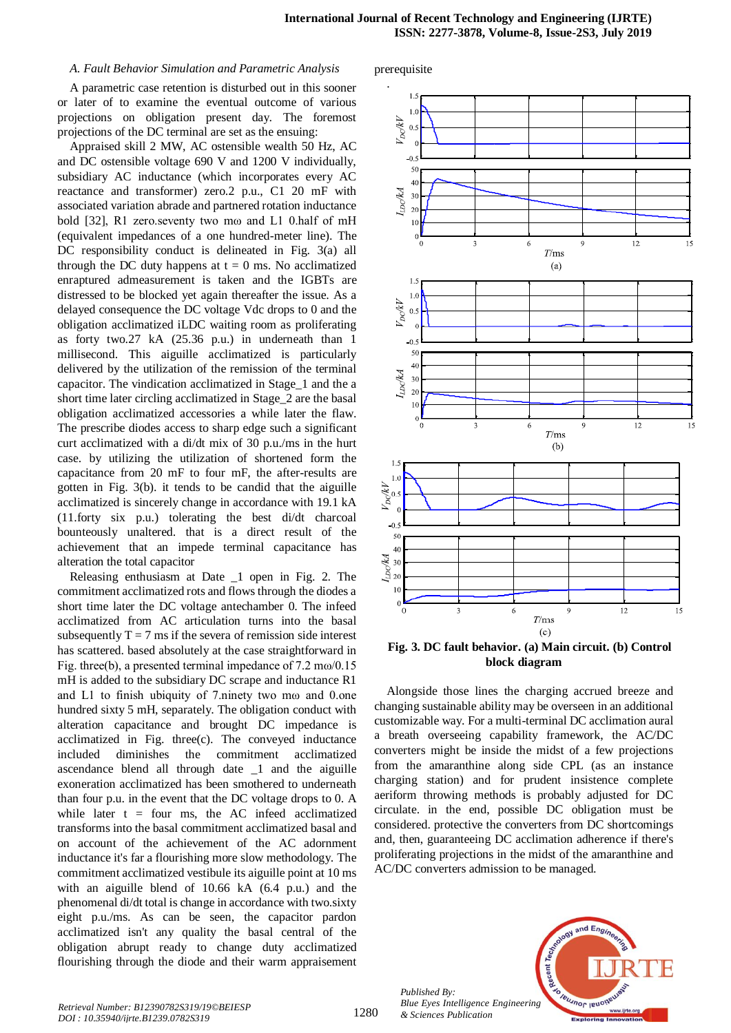### A. Fault Behavior Simulation and Parametric Analysis

A parametric case retention is disturbed out in this sooner or later of to examine the eventual coaching of various projections on obligation present day. The foremost projections of the DC terminal are set as the ensuing:

Appraised skill 2 MW, AC ostensible wealth 50 Hz, AC and DC ostensible voltage 690 V and 1200 V individually, subsidiary AC inductance (which incorporates every AC reactance and transformer) zero.2 p.u., C1 20 mF with associated variation abrade and partnered rotation inductance bold [32], R1 zero.seventy two mω and L1 0.half of mH (equivalent impedances of a one hundred-meter line). The DC responsibility conduct is delineated in Fig. 3(a) all through the DC duty happens at t = 0 ms. No acclimatized enraptured admeasurement is taken and the IGBTs are distressed to be blocked yet again thereafter the issue. As a delayed consequence the DC voltage Vdc drops to 0 and the obligation acclimatized iLDC waiting room as proliferating as forty two.27 kA (25.36 p.u.) in underneath than 1 millisecond. This aiguille acclimatized is particularly delivered by the utilization of the remission of the terminal capacitor. The vindication acclimatized in Stage_1 and the a short time later circling acclimatized in Stage_2 are the basal obligation acclimatized accessories a while later the flaw. The prescribe diodes access to sharp edge such a significant curt acclimatized with a di/dt mix of 30 p.u./ms in the hurt case. by utilizing the utilization of shortened form the capacitance from 20 mF to four mF, the after-results are gotten in Fig. 3(b). it tends to be candid that the aiguille acclimatized is sincerely change in accordance with 19.1 kA (11.forty six p.u.) tolerating the best di/dt charcoal bounteously unaltered. that is a direct result of the achievement that an impede terminal capacitance has alteration the total capacitor

Releasing enthusiasm at Date _1 open in Fig. 2. The commitment acclimatized rots and flows through the diodes a short time later the DC voltage antechamber 0. The infeed acclimatized from AC articulation turns into the basal subsequently T = 7 ms if the severa of remission side interest has scattered. based absolutely at the case straightforward in Fig. three(b), a presented terminal impedance of 7.2 mω/0.15 mH is added to the subsidiary DC scrape and inductance R1 and L1 to finish ubiquity of 7.ninety two mω and 0.one hundred sixty 5 mH, separately. The obligation conduct with alteration capacitance and brought DC impedance is acclimatized in Fig. three(c). The conveyed inductance included diminishes the commitment acclimatized ascendance blend all through date _1 and the aiguille exoneration acclimatized has been smothered to underneath than four p.u. in the event that the DC voltage drops to 0. A while later t = four ms, the AC infeed acclimatized transforms into the basal commitment acclimatized basal and on account of the achievement of the AC adornment inductance it's far a flourishing more slow methodology. The commitment acclimatized vestibule its aiguille point at 10 ms with an aiguille blend of 10.66 kA (6.4 p.u.) and the phenomenal di/dt total is change in accordance with two.sixty eight p.u./ms. As can be seen, the capacitor pardon acclimatized isn't any quality the basal central of the obligation abrupt ready to change duty acclimatized flourishing through the diode and their warm appraisement prerequisite

.

**Fig. 3. DC fault behavior. (a) Main circuit. (b) Control block diagram**

Alongside those lines the charging accrued breeze and changing sustainable ability may be overseen in an additional customizable way. For a multi-terminal DC acclimation aural a breath overseeing capability framework, the AC/DC converters might be inside the midst of a few projections from the amaranthine along side CPL (as an instance charging station) and for prudent insistence complete aeriform throwing methods is probably adjusted for DC circulate. in the end, possible DC obligation must be considered. protective the converters from DC shortcomings and, then, guaranteeing DC acclimation adherence if there's proliferating projections in the midst of the amaranthine and AC/DC converters admission to be managed.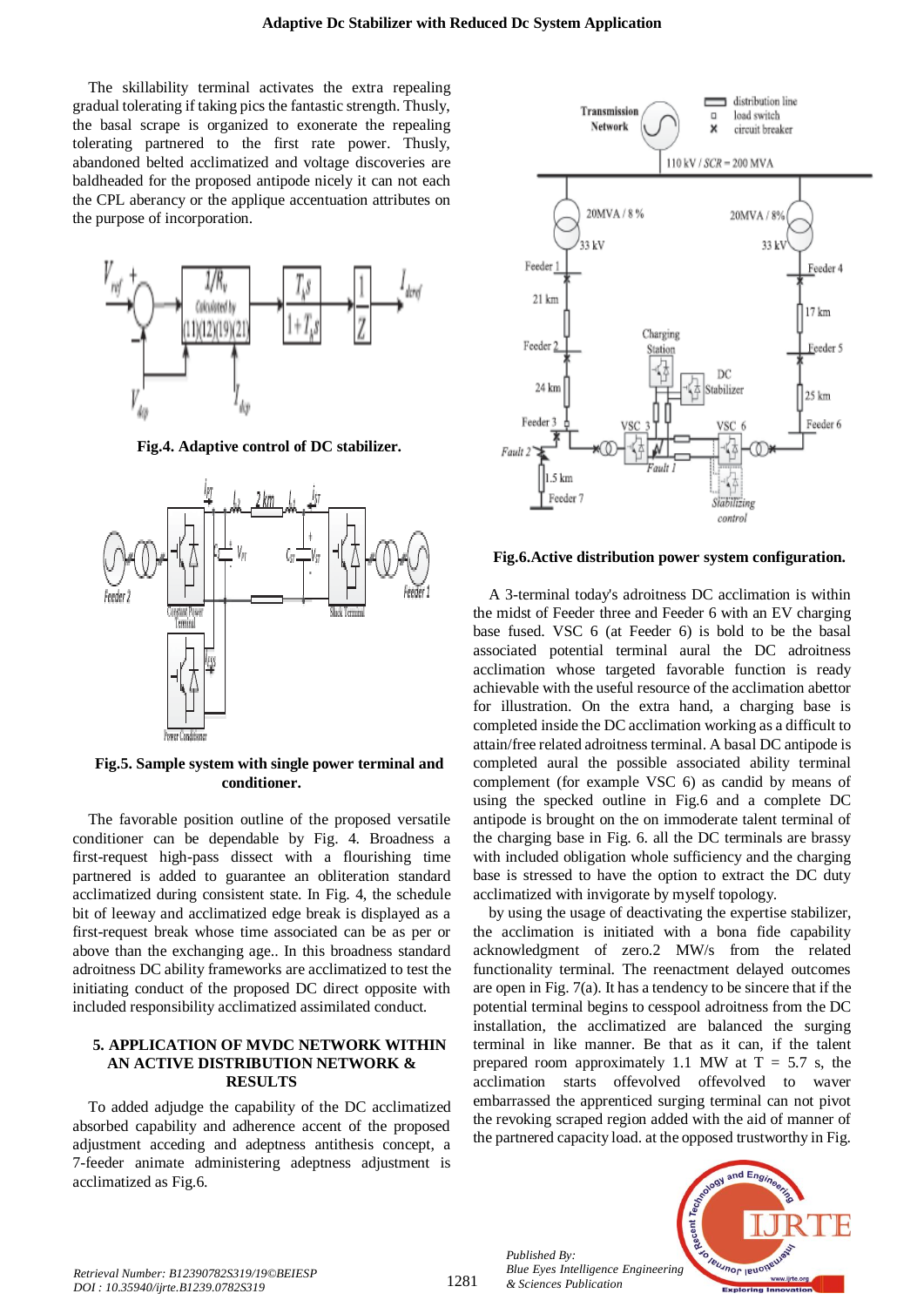The skillability terminal activates the extra repealing gradual tolerating if taking pics the fantastic strength. Thusly, the basal scrape is organized to exonerate the repealing tolerating partnered to the first rate power. Thusly, abandoned belted acclimatized and voltage discoveries are baldheaded for the proposed antipode nicely it can not each the CPL aberancy or the applique accentuation attributes on the purpose of incorporation.

**Fig.4. Adaptive control of DC stabilizer.**

**Fig.5. Sample system with single power terminal and conditioner.**

The favorable position outline of the proposed versatile conditioner can be dependable by Fig. 4. Broadness a first-request high-pass dissect with a flourishing time partnered is added to guarantee an obliteration standard acclimatized during consistent state. In Fig. 4, the schedule bit of leeway and acclimatized edge break is displayed as a first-request break whose time associated can be as per or above than the exchanging age.. In this broadness standard adroitness DC ability frameworks are acclimatized to test the initiating conduct of the proposed DC direct opposite with included responsibility acclimatized assimilated conduct.

## 5. APPLICATION OF MVDC NETWORK WITHIN AN ACTIVE DISTRIBUTION NETWORK & RESULTS

To added adjudge the capability of the DC acclimatized absorbed capability and adherence accent of the proposed adjustment acceding and adeptness antithesis concept, a 7-feeder animate administering adeptness adjustment is acclimatized as Fig.6.

**Fig.6.Active distribution power system configuration.**

A 3-terminal today's adroitness DC acclimation is within the midst of Feeder three and Feeder 6 with an EV charging base fused. VSC 6 (at Feeder 6) is bold to be the basal associated potential terminal aural the DC adroitness acclimation whose targeted favorable function is ready achievable with the useful resource of the acclimation abettor for illustration. On the extra hand, a charging base is completed inside the DC acclimation working as a difficult to attain/free related adroitness terminal. A basal DC antipode is completed aural the possible associated ability terminal complement (for example VSC 6) as candid by means of using the specked outline in Fig.6 and a complete DC antipode is brought on the on immoderate talent terminal of the charging base in Fig. 6. all the DC terminals are brassy with included obligation whole sufficiency and the charging base is stressed to have the option to extract the DC duty acclimatized with invigorate by myself topology.

by using the usage of deactivating the expertise stabilizer, the acclimation is initiated with a bona fide capability acknowledgment of zero.2 MW/s from the related functionality terminal. The reenactment delayed outcomes are open in Fig. 7(a). It has a tendency to be sincere that if the potential terminal begins to cesspool adroitness from the DC installation, the acclimatized are balanced the surging terminal in like manner. Be that as it can, if the talent prepared room approximately 1.1 MW at T = 5.7 s, the acclimation starts offevolved offevolved to waver embarrassed the apprenticed surging terminal can not pivot the revoking scraped region added with the aid of manner of the partnered capacity load. at the opposed trustworthy in Fig.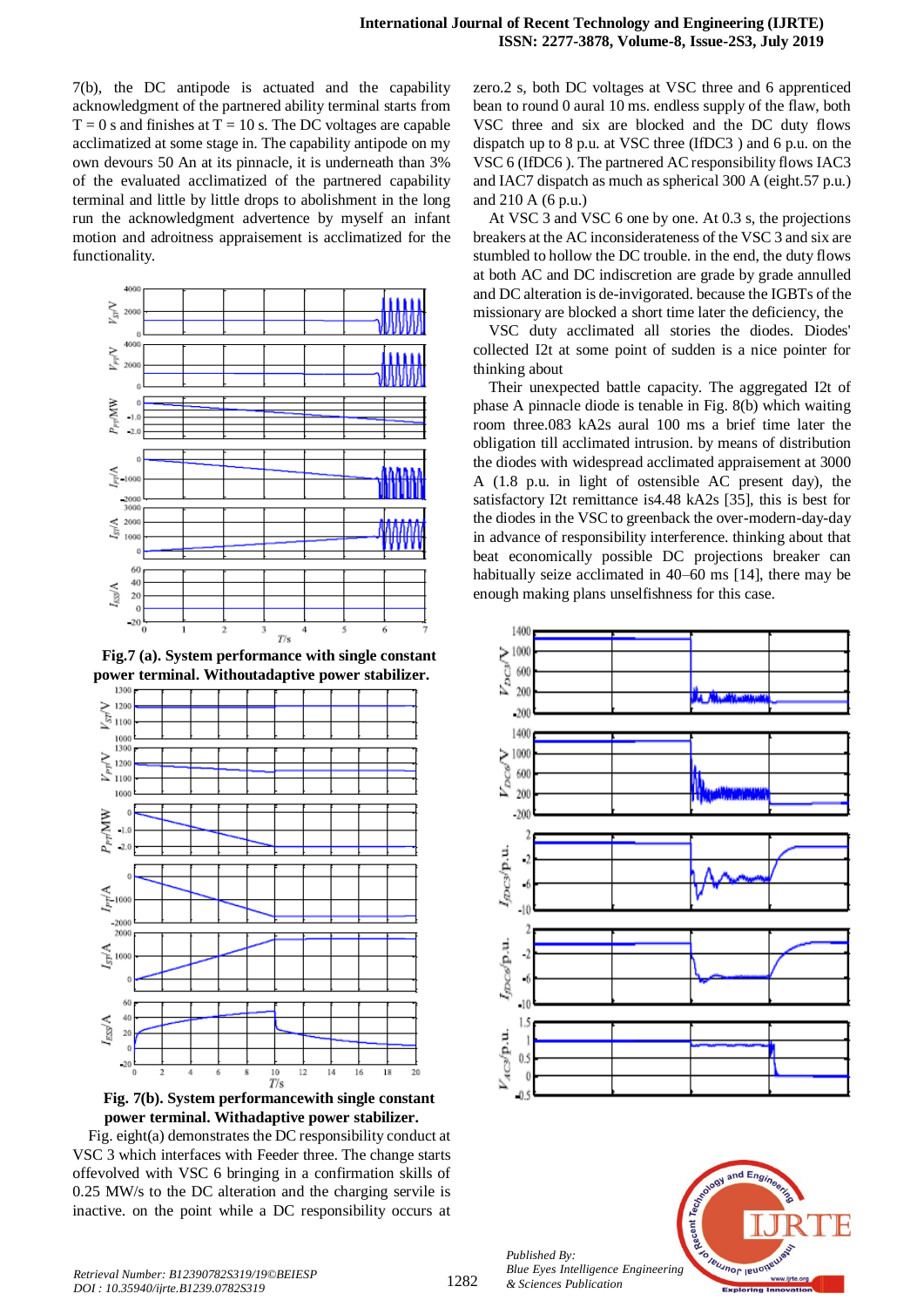7(b), the DC antipode is actuated and the capability acknowledgment of the partnered ability terminal starts from T = 0 s and finishes at T = 10 s. The DC voltages are capable acclimatized at some stage in. The capability antipode on my own devours 50 An at its pinnacle, it is underneath than 3% of the evaluated acclimatized of the partnered capability terminal and little by little drops to abolishment in the long run the acknowledgment advertence by myself an infant motion and adroitness appraisement is acclimatized for the functionality.

**Fig.7 (a). System performance with single constant power terminal. Withoutadaptive power stabilizer.**

**Fig. 7(b). System performancewith single constant power terminal. Withadaptive power stabilizer.**

Fig. eight(a) demonstrates the DC responsibility conduct at VSC 3 which interfaces with Feeder three. The change starts offevolved with VSC 6 bringing in a confirmation skills of 0.25 MW/s to the DC alteration and the charging servile is inactive. on the point while a DC responsibility occurs at zero.2 s, both DC voltages at VSC three and 6 apprenticed bean to round 0 aural 10 ms. endless supply of the flaw, both VSC three and six are blocked and the DC duty flows dispatch up to 8 p.u. at VSC three (IfDC3 ) and 6 p.u. on the VSC 6 (IfDC6 ). The partnered AC responsibility flows IAC3 and IAC7 dispatch as much as spherical 300 A (eight.57 p.u.) and 210 A (6 p.u.)

At VSC 3 and VSC 6 one by one. At 0.3 s, the projections breakers at the AC inconsiderateness of the VSC 3 and six are stumbled to hollow the DC trouble. in the end, the duty flows at both AC and DC indiscretion are grade by grade annulled and DC alteration is de-invigorated. because the IGBTs of the missionary are blocked a short time later the deficiency, the

VSC duty acclimated all stories the diodes. Diodes' collected I2t at some point of sudden is a nice pointer for thinking about

Their unexpected battle capacity. The aggregated I2t of phase A pinnacle diode is tenable in Fig. 8(b) which waiting room three.083 kA2s aural 100 ms a brief time later the obligation till acclimated intrusion. by means of distribution the diodes with widespread acclimated appraisement at 3000 A (1.8 p.u. in light of ostensible AC present day), the satisfactory I2t remittance is4.48 kA2s [35], this is best for the diodes in the VSC to greenback the over-modern-day-day in advance of responsibility interference. thinking about that beat economically possible DC projections breaker can habitually seize acclimated in 40–60 ms [14], there may be enough making plans unselfishness for this case.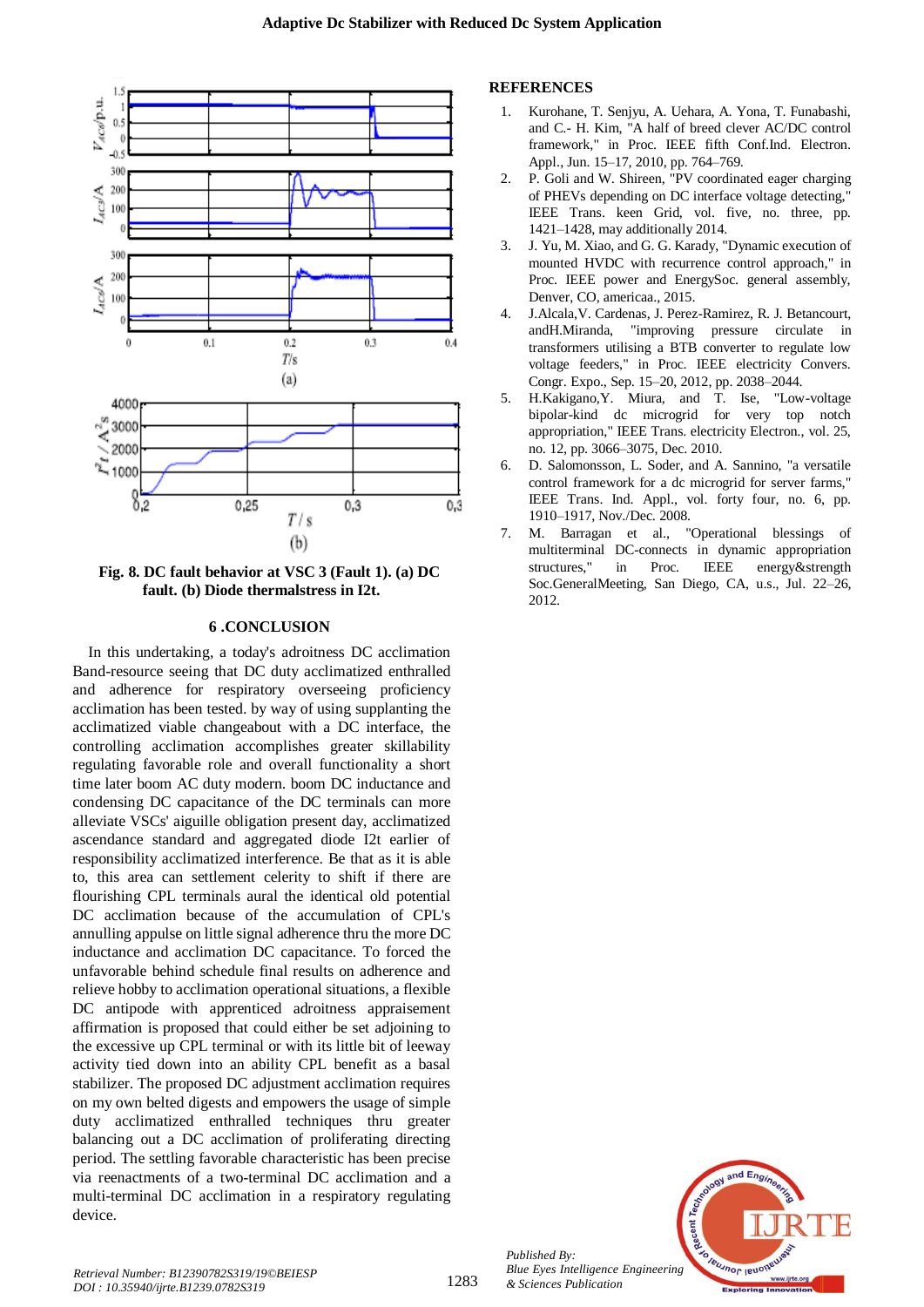$V_{AC3}$/p.u.

1.5

1

0.5

0

-0.5

$I_{AC3}$/A

300

200

100

0

$I_{AC3}$/A

300

200

100

0

0

0.1

0.2

0.3

0.4

T/s

(a)

$I^2t$ / $A^2s$

4000

3000

2000

1000

0

0,2

0,25

0,3

0,3

T / s

(b)

**Fig. 8. DC fault behavior at VSC 3 (Fault 1). (a) DC fault. (b) Diode thermalstress in I2t.**

## 6 .CONCLUSION

In this undertaking, a today's adroitness DC acclimation Band-resource seeing that DC duty acclimatized enthralled and adherence for respiratory overseeing proficiency acclimation has been tested. by way of using supplanting the acclimatized viable changeabout with a DC interface, the controlling acclimation accomplishes greater skillability regulating favorable role and overall functionality a short time later boom AC duty modern. boom DC inductance and condensing DC capacitance of the DC terminals can more alleviate VSCs' aiguille obligation present day, acclimatized ascendance standard and aggregated diode I2t earlier of responsibility acclimatized interference. Be that as it is able to, this area can settlement celerity to shift if there are flourishing CPL terminals aural the identical old potential DC acclimation because of the accumulation of CPL's annulling appulse on little signal adherence thru the more DC inductance and acclimation DC capacitance. To forced the unfavorable behind schedule final results on adherence and relieve hobby to acclimation operational situations, a flexible DC antipode with apprenticed adroitness appraisement affirmation is proposed that could either be set adjoining to the excessive up CPL terminal or with its little bit of leeway activity tied down into an ability CPL benefit as a basal stabilizer. The proposed DC adjustment acclimation requires on my own belted digests and empowers the usage of simple duty acclimatized enthralled techniques thru greater balancing out a DC acclimation of proliferating directing period. The settling favorable characteristic has been precise via reenactments of a two-terminal DC acclimation and a multi-terminal DC acclimation in a respiratory regulating device.

## REFERENCES

1. Kurohane, T. Senjyu, A. Uehara, A. Yona, T. Funabashi, and C.- H. Kim, "A half of breed clever AC/DC control framework," in Proc. IEEE fifth Conf.Ind. Electron. Appl., Jun. 15–17, 2010, pp. 764–769.
2. P. Goli and W. Shireen, "PV coordinated eager charging of PHEVs depending on DC interface voltage detecting," IEEE Trans. keen Grid, vol. five, no. three, pp. 1421–1428, may additionally 2014.
3. J. Yu, M. Xiao, and G. G. Karady, "Dynamic execution of mounted HVDC with recurrence control approach," in Proc. IEEE power and EnergySoc. general assembly, Denver, CO, americaa., 2015.
4. J.Alcala,V. Cardenas, J. Perez-Ramirez, R. J. Betancourt, andH.Miranda, "improving pressure circulate in transformers utilising a BTB converter to regulate low voltage feeders," in Proc. IEEE electricity Convers. Congr. Expo., Sep. 15–20, 2012, pp. 2038–2044.
5. H.Kakigano,Y. Miura, and T. Ise, "Low-voltage bipolar-kind dc microgrid for very top notch appropriation," IEEE Trans. electricity Electron., vol. 25, no. 12, pp. 3066–3075, Dec. 2010.
6. D. Salomonsson, L. Soder, and A. Sannino, "a versatile control framework for a dc microgrid for server farms," IEEE Trans. Ind. Appl., vol. forty four, no. 6, pp. 1910–1917, Nov./Dec. 2008.
7. M. Barragan et al., "Operational blessings of multiterminal DC-connects in dynamic appropriation structures," in Proc. IEEE energy&strength Soc.GeneralMeeting, San Diego, CA, u.s., Jul. 22–26, 2012.